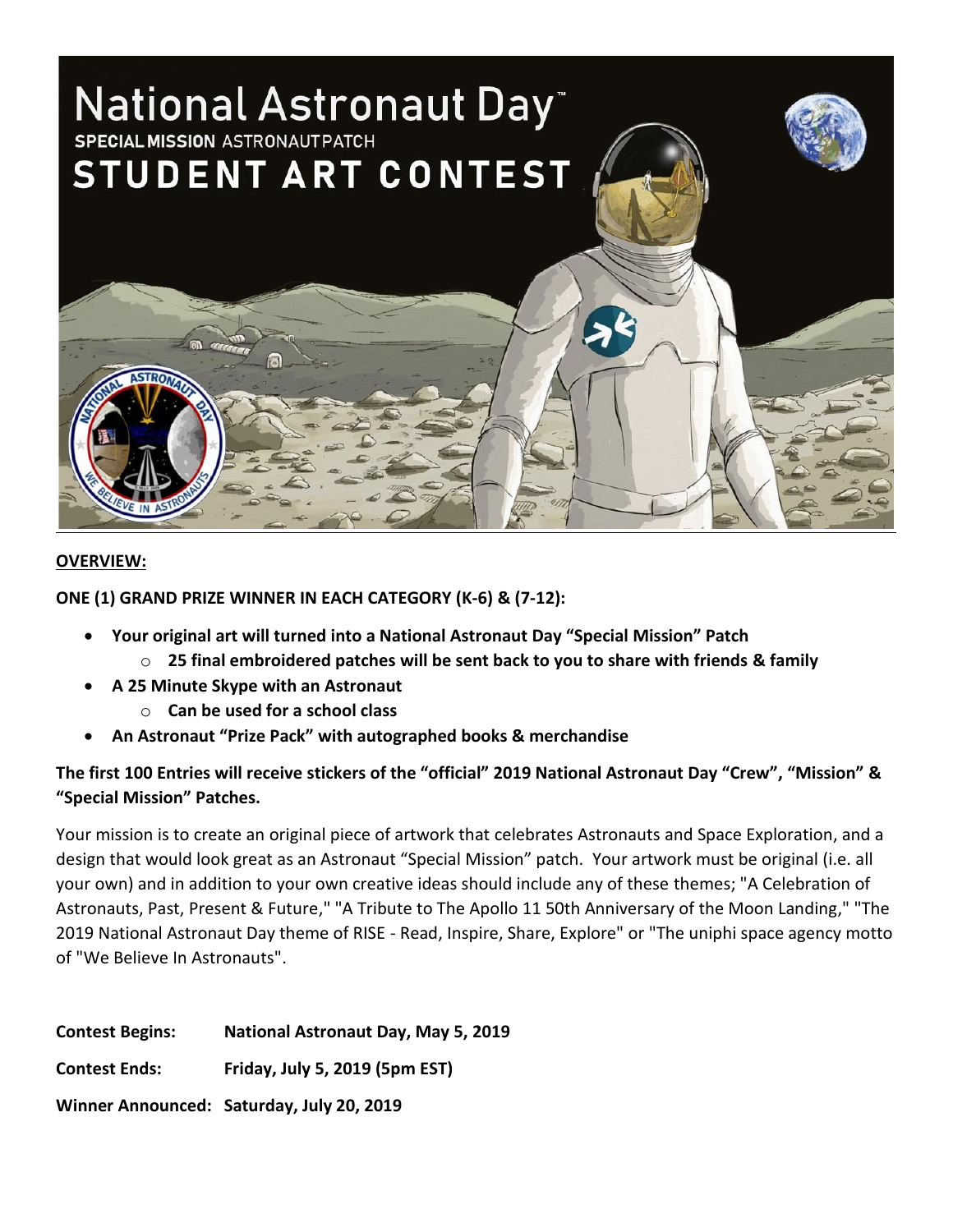# National Astronaut Day™

SPECIAL MISSION ASTRONAUT PATCH

## STUDENT ART CONTEST

**OVERVIEW:**

**ONE (1) GRAND PRIZE WINNER IN EACH CATEGORY (K-6) & (7-12):**

- **Your original art will turned into a National Astronaut Day "Special Mission" Patch**
  - **25 final embroidered patches will be sent back to you to share with friends & family**
- **A 25 Minute Skype with an Astronaut**
  - **Can be used for a school class**
- **An Astronaut "Prize Pack" with autographed books & merchandise**

**The first 100 Entries will receive stickers of the "official" 2019 National Astronaut Day "Crew", "Mission" & "Special Mission" Patches.**

Your mission is to create an original piece of artwork that celebrates Astronauts and Space Exploration, and a design that would look great as an Astronaut "Special Mission" patch. Your artwork must be original (i.e. all your own) and in addition to your own creative ideas should include any of these themes; "A Celebration of Astronauts, Past, Present & Future," "A Tribute to The Apollo 11 50th Anniversary of the Moon Landing," "The 2019 National Astronaut Day theme of RISE - Read, Inspire, Share, Explore" or "The uniphi space agency motto of "We Believe In Astronauts".

**Contest Begins:** **National Astronaut Day, May 5, 2019**

**Contest Ends:** **Friday, July 5, 2019 (5pm EST)**

**Winner Announced:** **Saturday, July 20, 2019**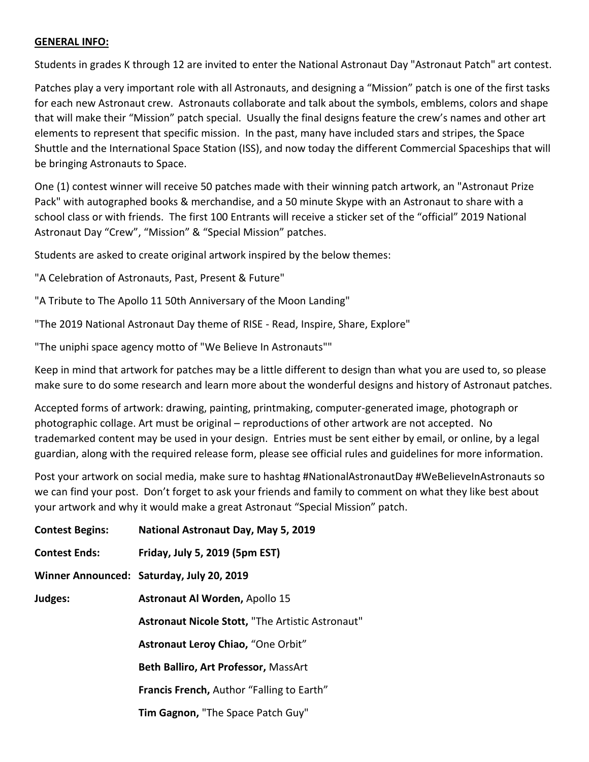**GENERAL INFO:**

Students in grades K through 12 are invited to enter the National Astronaut Day "Astronaut Patch" art contest.

Patches play a very important role with all Astronauts, and designing a "Mission" patch is one of the first tasks for each new Astronaut crew. Astronauts collaborate and talk about the symbols, emblems, colors and shape that will make their "Mission" patch special. Usually the final designs feature the crew's names and other art elements to represent that specific mission. In the past, many have included stars and stripes, the Space Shuttle and the International Space Station (ISS), and now today the different Commercial Spaceships that will be bringing Astronauts to Space.

One (1) contest winner will receive 50 patches made with their winning patch artwork, an "Astronaut Prize Pack" with autographed books & merchandise, and a 50 minute Skype with an Astronaut to share with a school class or with friends. The first 100 Entrants will receive a sticker set of the "official" 2019 National Astronaut Day "Crew", "Mission" & "Special Mission" patches.

Students are asked to create original artwork inspired by the below themes:

"A Celebration of Astronauts, Past, Present & Future"

"A Tribute to The Apollo 11 50th Anniversary of the Moon Landing"

"The 2019 National Astronaut Day theme of RISE - Read, Inspire, Share, Explore"

"The uniphi space agency motto of "We Believe In Astronauts""

Keep in mind that artwork for patches may be a little different to design than what you are used to, so please make sure to do some research and learn more about the wonderful designs and history of Astronaut patches.

Accepted forms of artwork: drawing, painting, printmaking, computer-generated image, photograph or photographic collage. Art must be original – reproductions of other artwork are not accepted. No trademarked content may be used in your design. Entries must be sent either by email, or online, by a legal guardian, along with the required release form, please see official rules and guidelines for more information.

Post your artwork on social media, make sure to hashtag #NationalAstronautDay #WeBelieveInAstronauts so we can find your post. Don't forget to ask your friends and family to comment on what they like best about your artwork and why it would make a great Astronaut "Special Mission" patch.

**Contest Begins:** **National Astronaut Day, May 5, 2019**

**Contest Ends:** **Friday, July 5, 2019 (5pm EST)**

**Winner Announced:** **Saturday, July 20, 2019**

**Judges:**

**Astronaut Al Worden,** Apollo 15

**Astronaut Nicole Stott,** "The Artistic Astronaut"

**Astronaut Leroy Chiao,** "One Orbit"

**Beth Balliro, Art Professor,** MassArt

**Francis French,** Author "Falling to Earth"

**Tim Gagnon,** "The Space Patch Guy"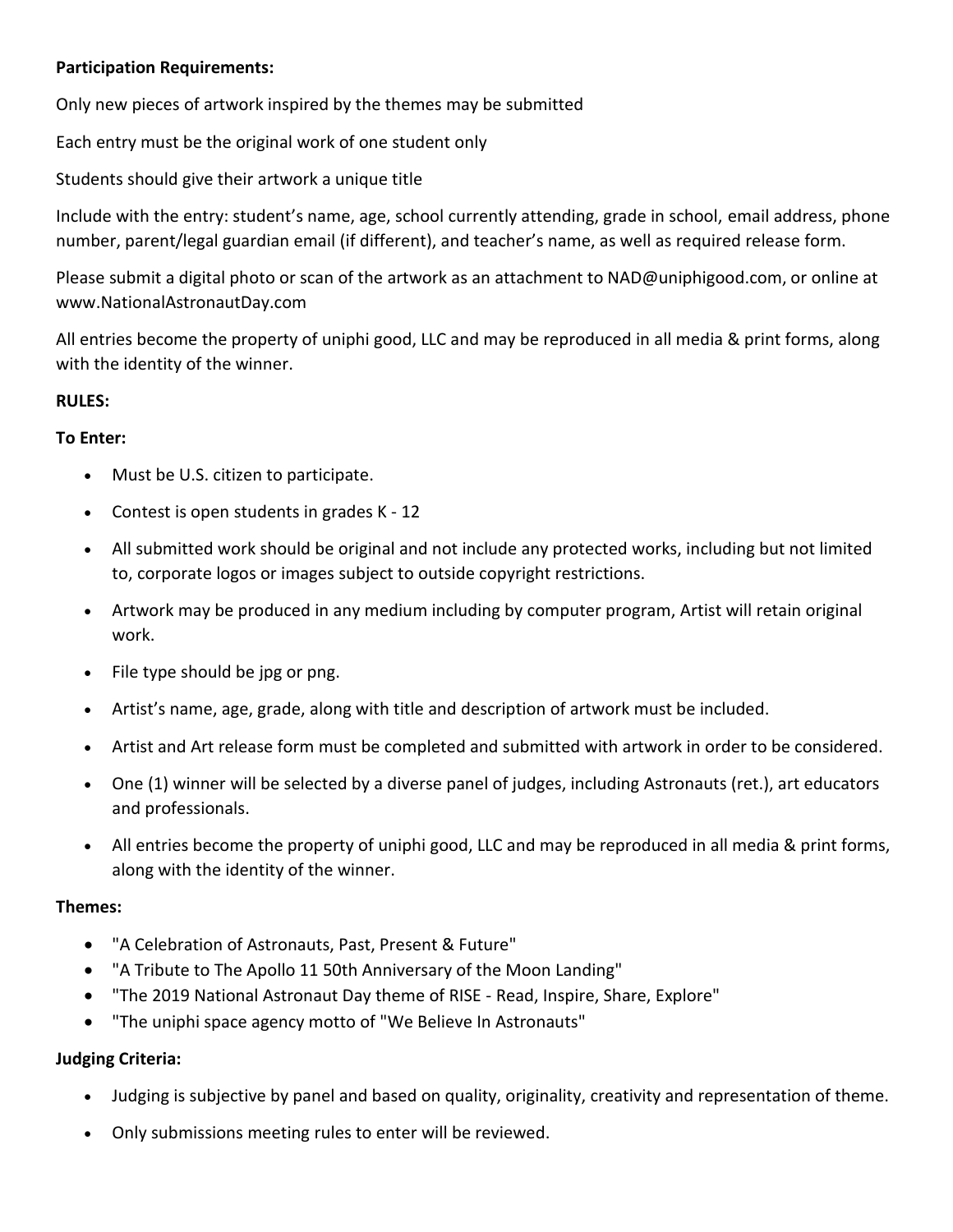**Participation Requirements:**

Only new pieces of artwork inspired by the themes may be submitted

Each entry must be the original work of one student only

Students should give their artwork a unique title

Include with the entry: student's name, age, school currently attending, grade in school, email address, phone number, parent/legal guardian email (if different), and teacher's name, as well as required release form.

Please submit a digital photo or scan of the artwork as an attachment to NAD@uniphigood.com, or online at www.NationalAstronautDay.com

All entries become the property of uniphi good, LLC and may be reproduced in all media & print forms, along with the identity of the winner.

**RULES:**

**To Enter:**

- Must be U.S. citizen to participate.
- Contest is open students in grades K - 12
- All submitted work should be original and not include any protected works, including but not limited to, corporate logos or images subject to outside copyright restrictions.
- Artwork may be produced in any medium including by computer program, Artist will retain original work.
- File type should be jpg or png.
- Artist's name, age, grade, along with title and description of artwork must be included.
- Artist and Art release form must be completed and submitted with artwork in order to be considered.
- One (1) winner will be selected by a diverse panel of judges, including Astronauts (ret.), art educators and professionals.
- All entries become the property of uniphi good, LLC and may be reproduced in all media & print forms, along with the identity of the winner.

**Themes:**

- "A Celebration of Astronauts, Past, Present & Future"
- "A Tribute to The Apollo 11 50th Anniversary of the Moon Landing"
- "The 2019 National Astronaut Day theme of RISE - Read, Inspire, Share, Explore"
- "The uniphi space agency motto of "We Believe In Astronauts"

**Judging Criteria:**

- Judging is subjective by panel and based on quality, originality, creativity and representation of theme.
- Only submissions meeting rules to enter will be reviewed.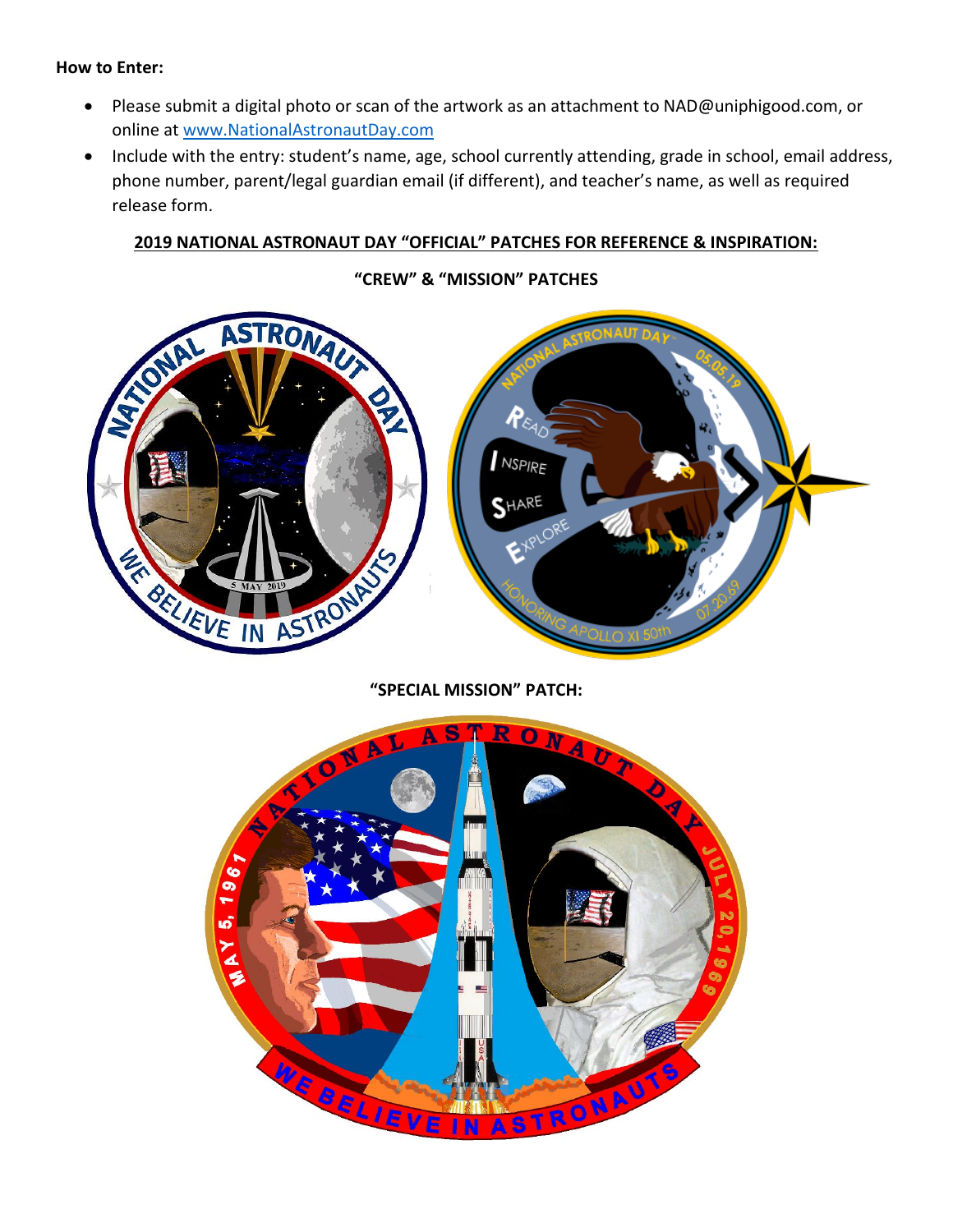**How to Enter:**

- Please submit a digital photo or scan of the artwork as an attachment to NAD@uniphigood.com, or online at [www.NationalAstronautDay.com](http://www.NationalAstronautDay.com)
- Include with the entry: student's name, age, school currently attending, grade in school, email address, phone number, parent/legal guardian email (if different), and teacher's name, as well as required release form.

**2019 NATIONAL ASTRONAUT DAY "OFFICIAL" PATCHES FOR REFERENCE & INSPIRATION:**

**"CREW" & "MISSION" PATCHES**

**"SPECIAL MISSION" PATCH:**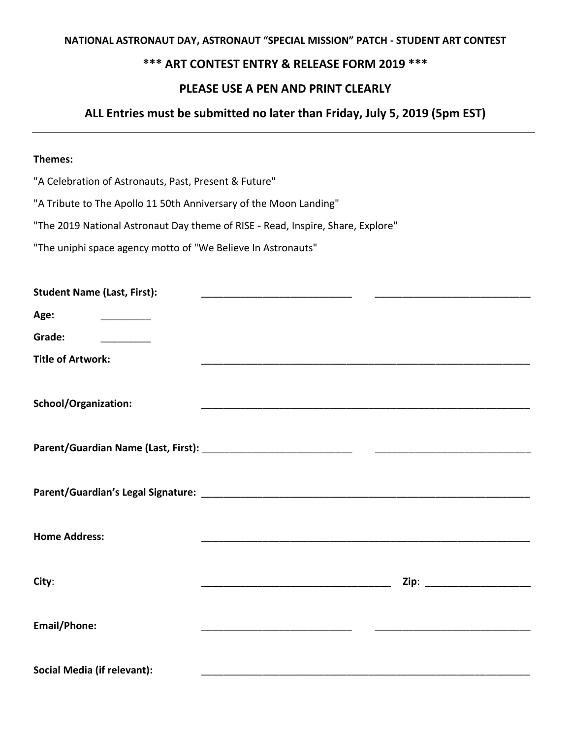**NATIONAL ASTRONAUT DAY, ASTRONAUT "SPECIAL MISSION" PATCH - STUDENT ART CONTEST**

**\*\*\* ART CONTEST ENTRY & RELEASE FORM 2019 \*\*\***

**PLEASE USE A PEN AND PRINT CLEARLY**

**ALL Entries must be submitted no later than Friday, July 5, 2019 (5pm EST)**

---

**Themes:**

"A Celebration of Astronauts, Past, Present & Future"

"A Tribute to The Apollo 11 50th Anniversary of the Moon Landing"

"The 2019 National Astronaut Day theme of RISE - Read, Inspire, Share, Explore"

"The uniphi space agency motto of "We Believe In Astronauts"

**Student Name (Last, First):** ____________________________ ______________________________

**Age:** _________

**Grade:** _________

**Title of Artwork:** ________________________________________________________________

**School/Organization:** ________________________________________________________________

**Parent/Guardian Name (Last, First):** ____________________________ ______________________________

**Parent/Guardian's Legal Signature:** ________________________________________________________________

**Home Address:** ________________________________________________________________

**City**: ____________________________________ **Zip**: ____________________

**Email/Phone:** ____________________________ ______________________________

**Social Media (if relevant):** ________________________________________________________________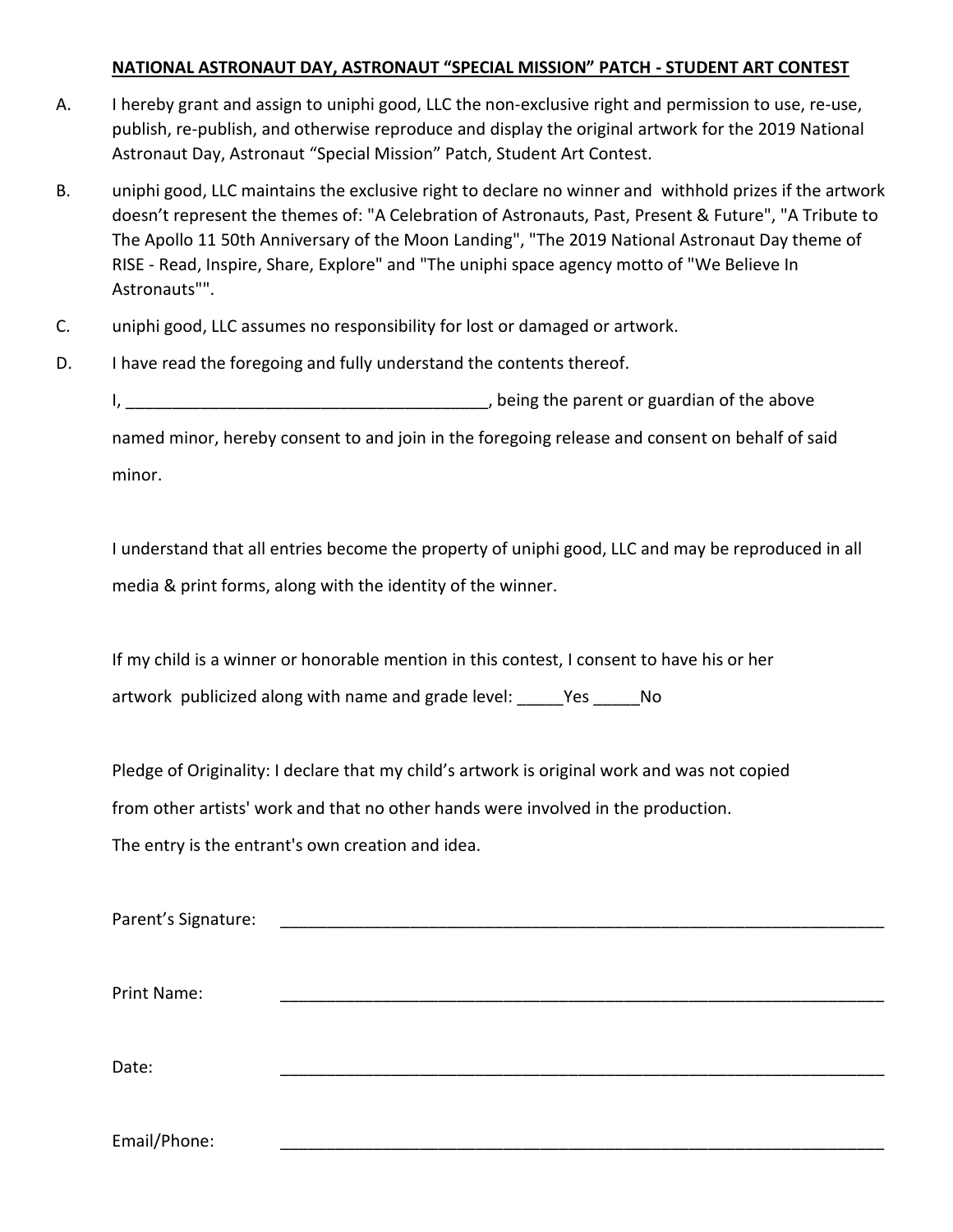**NATIONAL ASTRONAUT DAY, ASTRONAUT "SPECIAL MISSION" PATCH - STUDENT ART CONTEST**

A. I hereby grant and assign to uniphi good, LLC the non-exclusive right and permission to use, re-use, publish, re-publish, and otherwise reproduce and display the original artwork for the 2019 National Astronaut Day, Astronaut "Special Mission" Patch, Student Art Contest.

B. uniphi good, LLC maintains the exclusive right to declare no winner and withhold prizes if the artwork doesn't represent the themes of: "A Celebration of Astronauts, Past, Present & Future", "A Tribute to The Apollo 11 50th Anniversary of the Moon Landing", "The 2019 National Astronaut Day theme of RISE - Read, Inspire, Share, Explore" and "The uniphi space agency motto of "We Believe In Astronauts"".

C. uniphi good, LLC assumes no responsibility for lost or damaged or artwork.

D. I have read the foregoing and fully understand the contents thereof.

I, ________________________________________, being the parent or guardian of the above named minor, hereby consent to and join in the foregoing release and consent on behalf of said minor.

I understand that all entries become the property of uniphi good, LLC and may be reproduced in all media & print forms, along with the identity of the winner.

If my child is a winner or honorable mention in this contest, I consent to have his or her artwork publicized along with name and grade level: _____Yes _____No

Pledge of Originality: I declare that my child's artwork is original work and was not copied from other artists' work and that no other hands were involved in the production. The entry is the entrant's own creation and idea.

Parent's Signature: ____________________________________________________________________

Print Name: ____________________________________________________________________

Date: ____________________________________________________________________

Email/Phone: ____________________________________________________________________